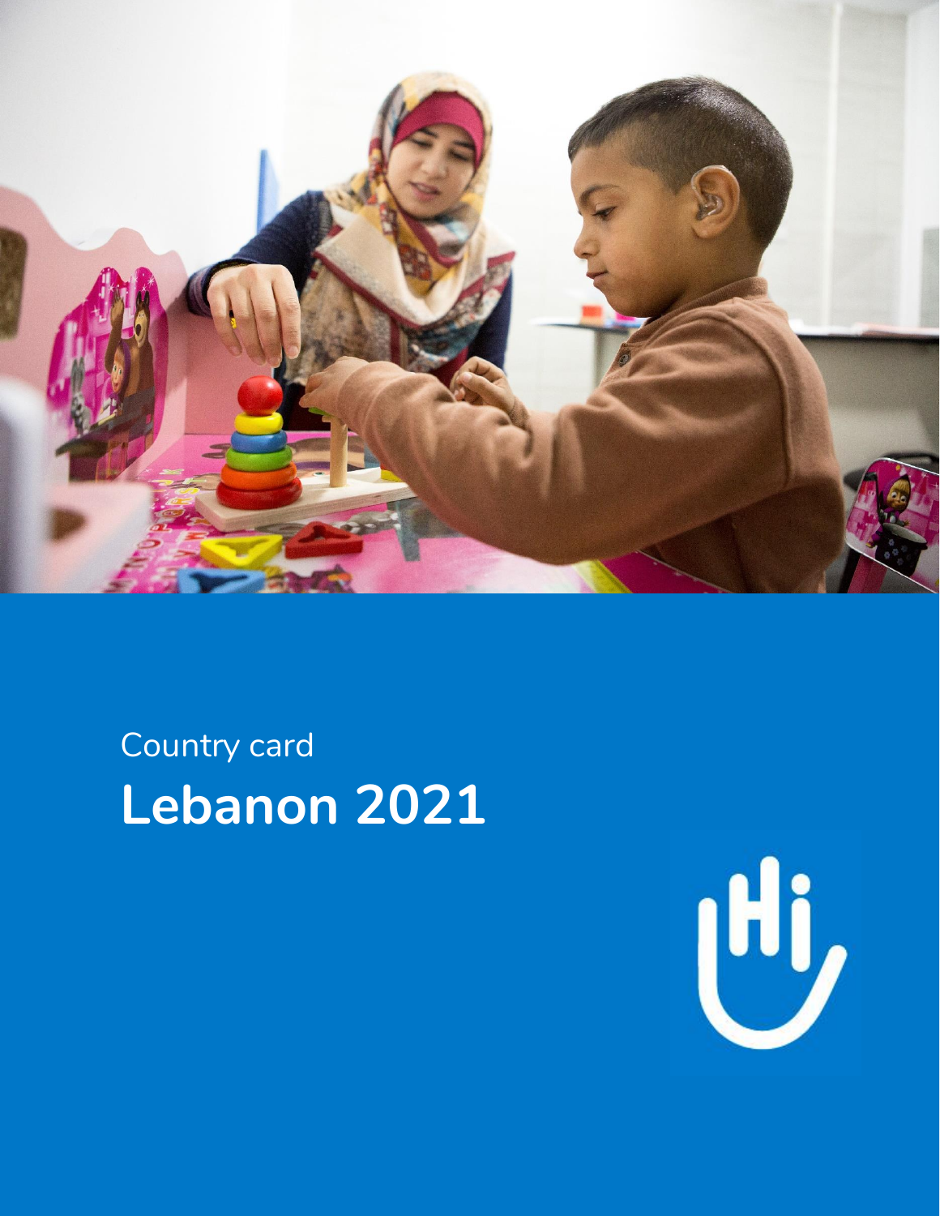Country card

# Lebanon 2021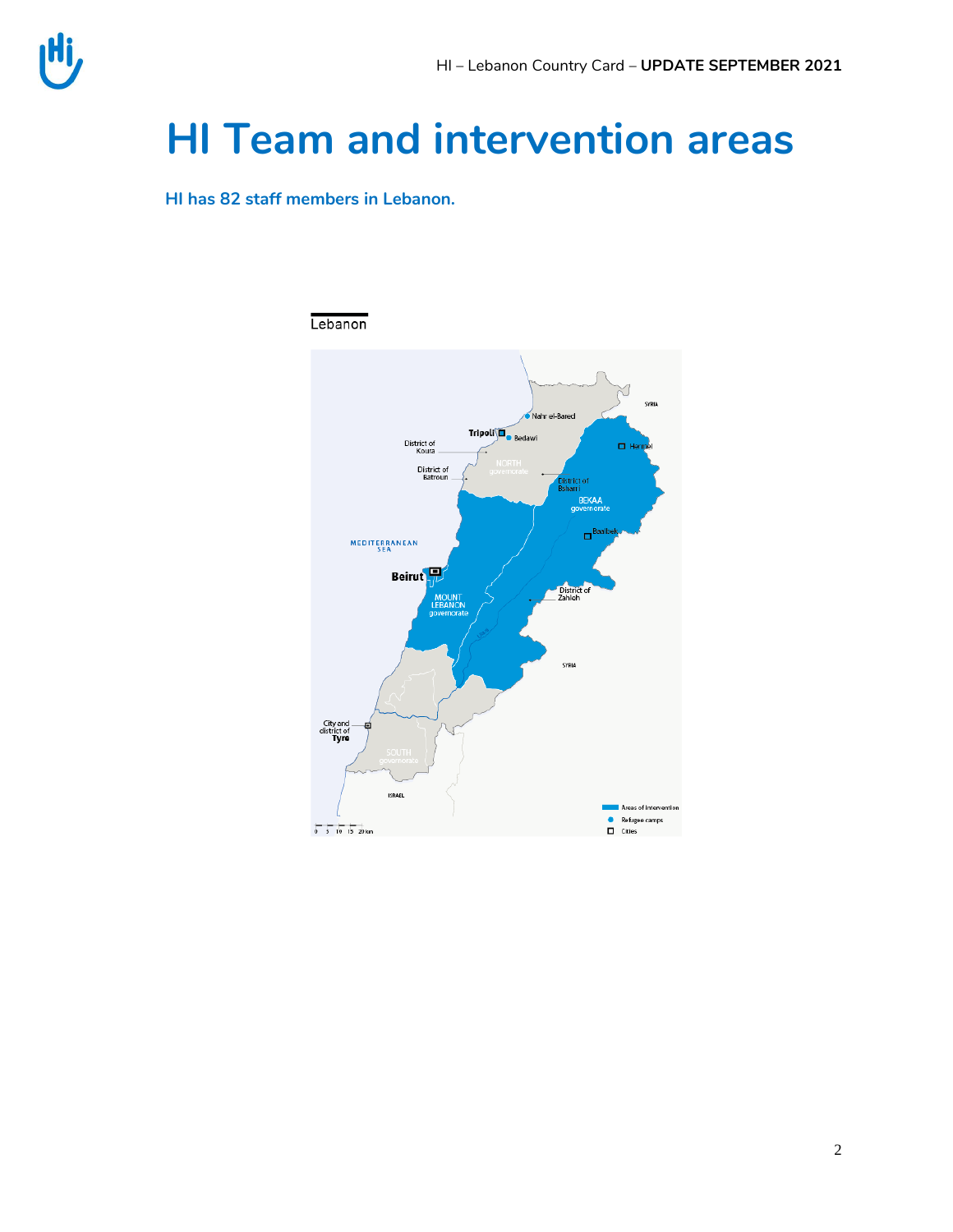# HI Team and intervention areas

**HI has 82 staff members in Lebanon.**

Lebanon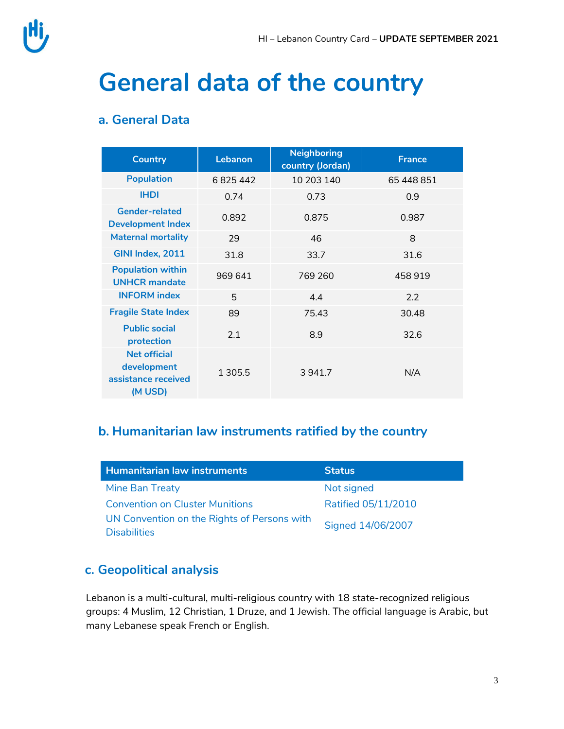# General data of the country

## a. General Data

| Country | Lebanon | Neighboring country (Jordan) | France |
|---|---|---|---|
| Population | 6 825 442 | 10 203 140 | 65 448 851 |
| IHDI | 0.74 | 0.73 | 0.9 |
| Gender-related Development Index | 0.892 | 0.875 | 0.987 |
| Maternal mortality | 29 | 46 | 8 |
| GINI Index, 2011 | 31.8 | 33.7 | 31.6 |
| Population within UNHCR mandate | 969 641 | 769 260 | 458 919 |
| INFORM index | 5 | 4.4 | 2.2 |
| Fragile State Index | 89 | 75.43 | 30.48 |
| Public social protection | 2.1 | 8.9 | 32.6 |
| Net official development assistance received (M USD) | 1 305.5 | 3 941.7 | N/A |

## b. Humanitarian law instruments ratified by the country

| Humanitarian law instruments | Status |
|---|---|
| Mine Ban Treaty | Not signed |
| Convention on Cluster Munitions | Ratified 05/11/2010 |
| UN Convention on the Rights of Persons with Disabilities | Signed 14/06/2007 |

## c. Geopolitical analysis

Lebanon is a multi-cultural, multi-religious country with 18 state-recognized religious groups: 4 Muslim, 12 Christian, 1 Druze, and 1 Jewish. The official language is Arabic, but many Lebanese speak French or English.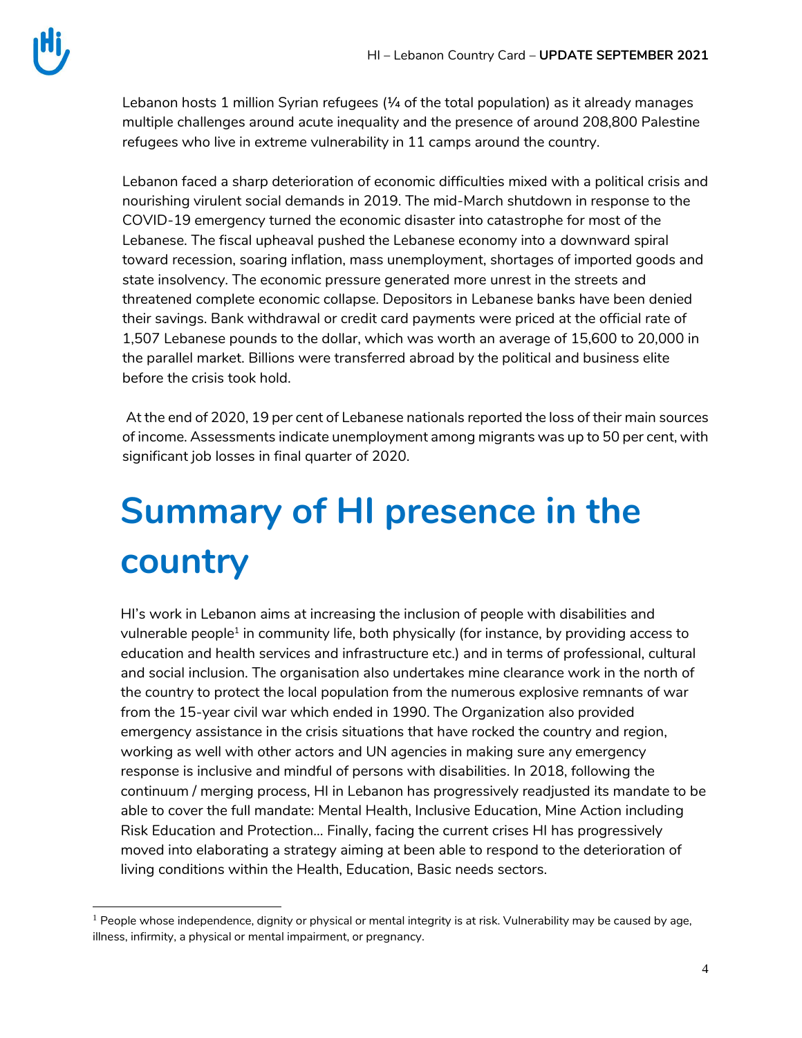Lebanon hosts 1 million Syrian refugees (¼ of the total population) as it already manages multiple challenges around acute inequality and the presence of around 208,800 Palestine refugees who live in extreme vulnerability in 11 camps around the country.

Lebanon faced a sharp deterioration of economic difficulties mixed with a political crisis and nourishing virulent social demands in 2019. The mid-March shutdown in response to the COVID-19 emergency turned the economic disaster into catastrophe for most of the Lebanese. The fiscal upheaval pushed the Lebanese economy into a downward spiral toward recession, soaring inflation, mass unemployment, shortages of imported goods and state insolvency. The economic pressure generated more unrest in the streets and threatened complete economic collapse. Depositors in Lebanese banks have been denied their savings. Bank withdrawal or credit card payments were priced at the official rate of 1,507 Lebanese pounds to the dollar, which was worth an average of 15,600 to 20,000 in the parallel market. Billions were transferred abroad by the political and business elite before the crisis took hold.

At the end of 2020, 19 per cent of Lebanese nationals reported the loss of their main sources of income. Assessments indicate unemployment among migrants was up to 50 per cent, with significant job losses in final quarter of 2020.

# Summary of HI presence in the country

HI's work in Lebanon aims at increasing the inclusion of people with disabilities and vulnerable people[1] in community life, both physically (for instance, by providing access to education and health services and infrastructure etc.) and in terms of professional, cultural and social inclusion. The organisation also undertakes mine clearance work in the north of the country to protect the local population from the numerous explosive remnants of war from the 15-year civil war which ended in 1990. The Organization also provided emergency assistance in the crisis situations that have rocked the country and region, working as well with other actors and UN agencies in making sure any emergency response is inclusive and mindful of persons with disabilities. In 2018, following the continuum / merging process, HI in Lebanon has progressively readjusted its mandate to be able to cover the full mandate: Mental Health, Inclusive Education, Mine Action including Risk Education and Protection… Finally, facing the current crises HI has progressively moved into elaborating a strategy aiming at been able to respond to the deterioration of living conditions within the Health, Education, Basic needs sectors.

[1] People whose independence, dignity or physical or mental integrity is at risk. Vulnerability may be caused by age, illness, infirmity, a physical or mental impairment, or pregnancy.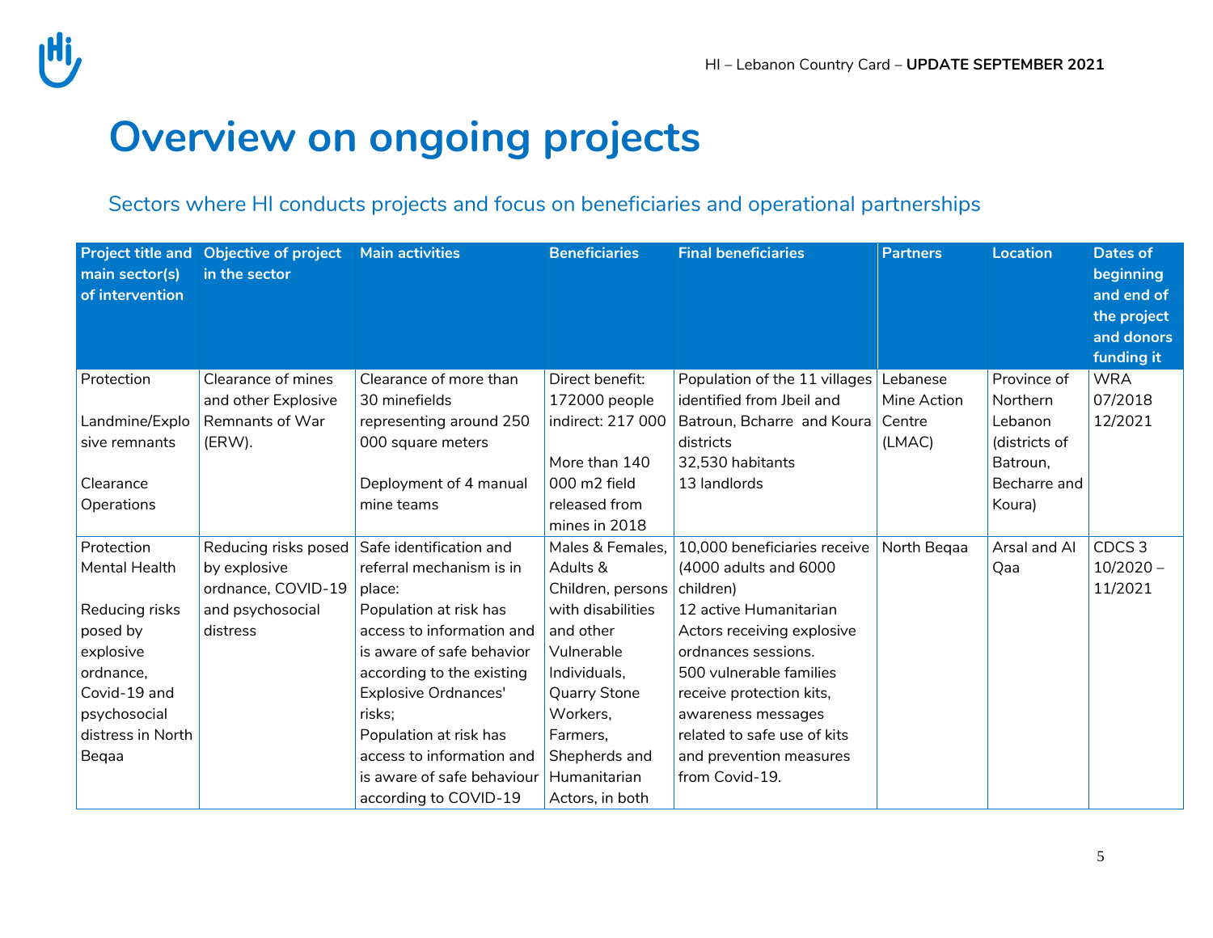# Overview on ongoing projects

## Sectors where HI conducts projects and focus on beneficiaries and operational partnerships

| Project title and main sector(s) of intervention | Objective of project in the sector | Main activities | Beneficiaries | Final beneficiaries | Partners | Location | Dates of beginning and end of the project and donors funding it |
|---|---|---|---|---|---|---|---|
| Protection<br><br>Landmine/Explosive remnants<br><br>Clearance Operations | Clearance of mines and other Explosive Remnants of War (ERW). | Clearance of more than 30 minefields representing around 250 000 square meters<br><br>Deployment of 4 manual mine teams | Direct benefit: 172000 people indirect: 217 000<br><br>More than 140 000 m2 field released from mines in 2018 | Population of the 11 villages identified from Jbeil and Batroun, Bcharre and Koura districts<br>32,530 habitants<br>13 landlords | Lebanese Mine Action Centre (LMAC) | Province of Northern Lebanon (districts of Batroun, Becharre and Koura) | WRA<br>07/2018<br>12/2021 |
| Protection<br>Mental Health<br><br>Reducing risks posed by explosive ordnance, Covid-19 and psychosocial distress in North Beqaa | Reducing risks posed by explosive ordnance, COVID-19 and psychosocial distress | Safe identification and referral mechanism is in place:<br>Population at risk has access to information and is aware of safe behavior according to the existing Explosive Ordnances' risks;<br>Population at risk has access to information and is aware of safe behaviour according to COVID-19 | Males & Females, Adults & Children, persons with disabilities and other Vulnerable Individuals, Quarry Stone Workers, Farmers, Shepherds and Humanitarian Actors, in both | 10,000 beneficiaries receive (4000 adults and 6000 children)<br>12 active Humanitarian Actors receiving explosive ordnances sessions.<br>500 vulnerable families receive protection kits, awareness messages related to safe use of kits and prevention measures from Covid-19. | North Beqaa | Arsal and Al Qaa | CDCS 3<br>10/2020 – 11/2021 |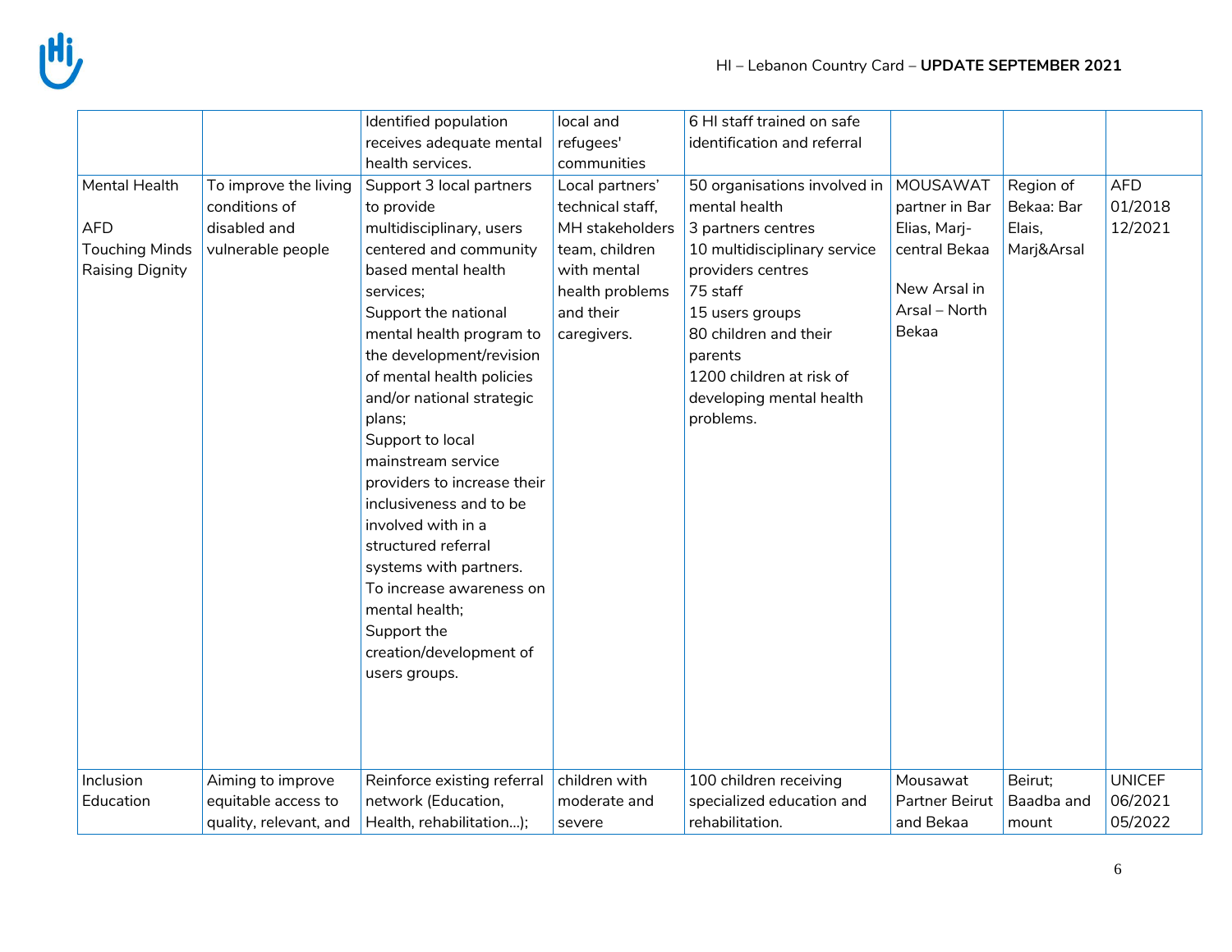| | | Identified population receives adequate mental health services. | local and refugees' communities | 6 HI staff trained on safe identification and referral | | | |
|---|---|---|---|---|---|---|---|
| Mental Health<br><br>AFD<br>Touching Minds Raising Dignity | To improve the living conditions of disabled and vulnerable people | Support 3 local partners to provide multidisciplinary, users centered and community based mental health services;<br>Support the national mental health program to the development/revision of mental health policies and/or national strategic plans;<br>Support to local mainstream service providers to increase their inclusiveness and to be involved with in a structured referral systems with partners.<br>To increase awareness on mental health;<br>Support the creation/development of users groups. | Local partners' technical staff, MH stakeholders team, children with mental health problems and their caregivers. | 50 organisations involved in mental health<br>3 partners centres<br>10 multidisciplinary service providers centres<br>75 staff<br>15 users groups<br>80 children and their parents<br>1200 children at risk of developing mental health problems. | MOUSAWAT partner in Bar Elias, Marj-central Bekaa<br><br>New Arsal in Arsal – North Bekaa | Region of Bekaa: Bar Elais, Marj&Arsal | AFD<br>01/2018<br>12/2021 |
| Inclusion Education | Aiming to improve equitable access to quality, relevant, and | Reinforce existing referral network (Education, Health, rehabilitation…); | children with moderate and severe | 100 children receiving specialized education and rehabilitation. | Mousawat Partner Beirut and Bekaa | Beirut; Baadba and mount | UNICEF<br>06/2021<br>05/2022 |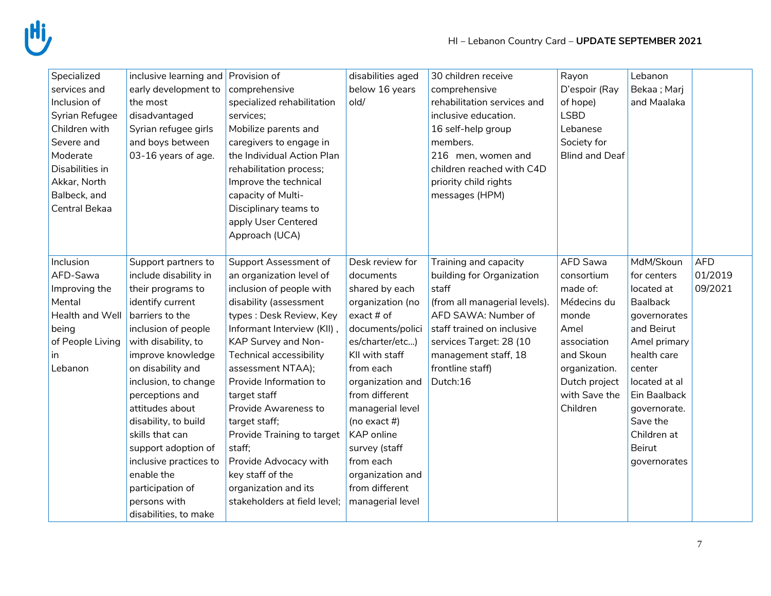| | | | | | | | |
|---|---|---|---|---|---|---|---|
| Specialized services and Inclusion of Syrian Refugee Children with Severe and Moderate Disabilities in Akkar, North Balbeck, and Central Bekaa | inclusive learning and early development to the most disadvantaged Syrian refugee girls and boys between 03-16 years of age. | Provision of comprehensive specialized rehabilitation services;<br>Mobilize parents and caregivers to engage in the Individual Action Plan rehabilitation process;<br>Improve the technical capacity of Multi-Disciplinary teams to apply User Centered Approach (UCA) | disabilities aged below 16 years old/ | 30 children receive comprehensive rehabilitation services and inclusive education.<br>16 self-help group members.<br>216 men, women and children reached with C4D priority child rights messages (HPM) | Rayon D'espoir (Ray of hope)<br>LSBD Lebanese Society for Blind and Deaf | Lebanon Bekaa ; Marj and Maalaka | |
| Inclusion AFD-Sawa Improving the Mental Health and Well being of People Living in Lebanon | Support partners to include disability in their programs to identify current barriers to the inclusion of people with disability, to improve knowledge on disability and inclusion, to change perceptions and attitudes about disability, to build skills that can support adoption of inclusive practices to enable the participation of persons with disabilities, to make | Support Assessment of an organization level of inclusion of people with disability (assessment types : Desk Review, Key Informant Interview (KII) , KAP Survey and Non-Technical accessibility assessment NTAA);<br>Provide Information to target staff<br>Provide Awareness to target staff;<br>Provide Training to target staff;<br>Provide Advocacy with key staff of the organization and its stakeholders at field level; | Desk review for documents shared by each organization (no exact # of documents/policies/charter/etc...)<br>KII with staff from each organization and from different managerial level (no exact #)<br>KAP online survey (staff from each organization and from different managerial level | Training and capacity building for Organization staff<br>(from all managerial levels).<br>AFD SAWA: Number of staff trained on inclusive services Target: 28 (10 management staff, 18 frontline staff)<br>Dutch:16 | AFD Sawa consortium made of:<br>Médecins du monde<br>Amel association and Skoun organization.<br>Dutch project with Save the Children | MdM/Skoun for centers located at Baalback governorates and Beirut<br>Amel primary health care center located at al Ein Baalback governorate.<br>Save the Children at Beirut governorates | AFD<br>01/2019<br>09/2021 |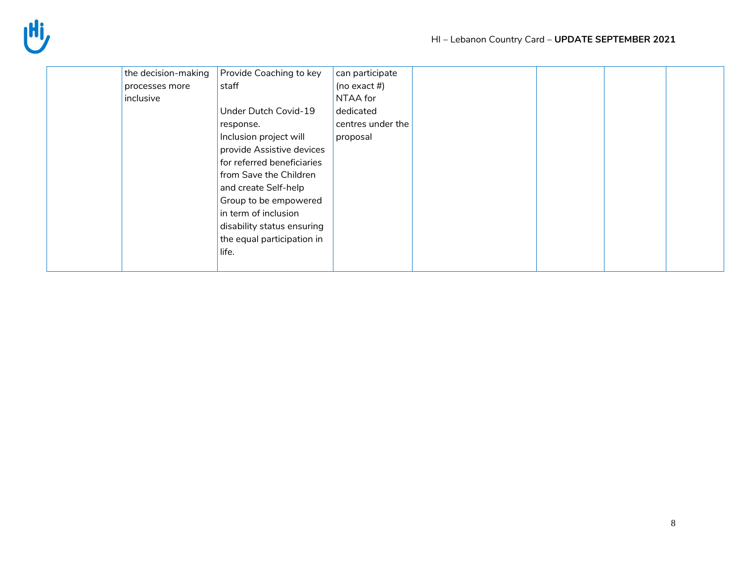| | | | | | | | |
|---|---|---|---|---|---|---|---|
| | the decision-making processes more inclusive | Provide Coaching to key staff<br><br>Under Dutch Covid-19 response.<br>Inclusion project will provide Assistive devices for referred beneficiaries from Save the Children and create Self-help Group to be empowered in term of inclusion disability status ensuring the equal participation in life. | can participate (no exact #)<br>NTAA for dedicated centres under the proposal | | | | |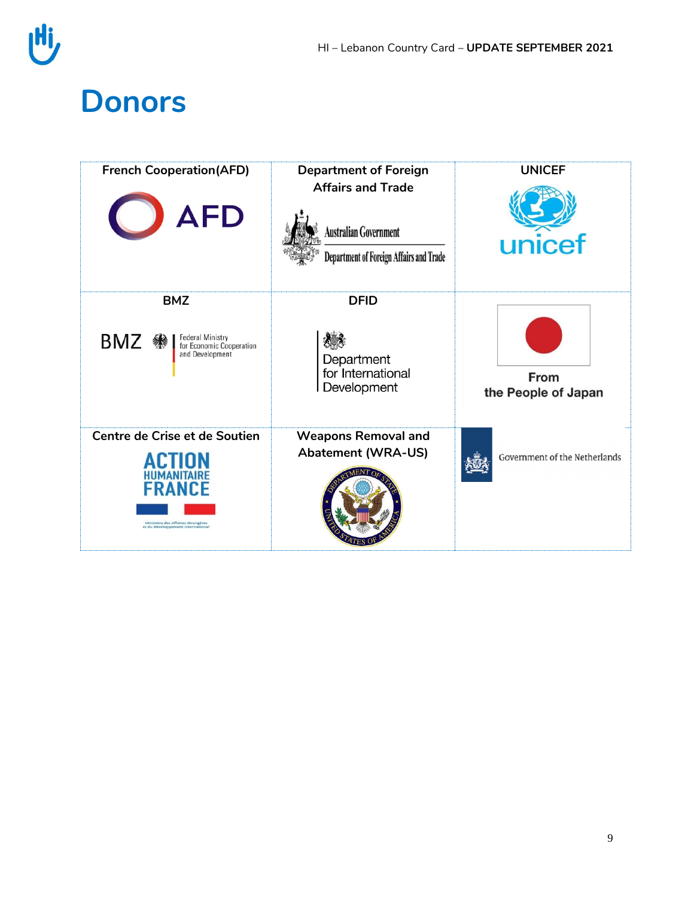# Donors

| | | |
|---|---|---|
| French Cooperation(AFD) AFD | Department of Foreign Affairs and Trade Australian Government Department of Foreign Affairs and Trade | UNICEF unicef |
| BMZ BMZ Federal Ministry for Economic Cooperation and Development | DFID Department for International Development | From the People of Japan |
| Centre de Crise et de Soutien ACTION HUMANITAIRE FRANCE Ministère des Affaires étrangères et du Développement international | Weapons Removal and Abatement (WRA-US) DEPARTMENT OF STATE UNITED STATES OF AMERICA | Government of the Netherlands |